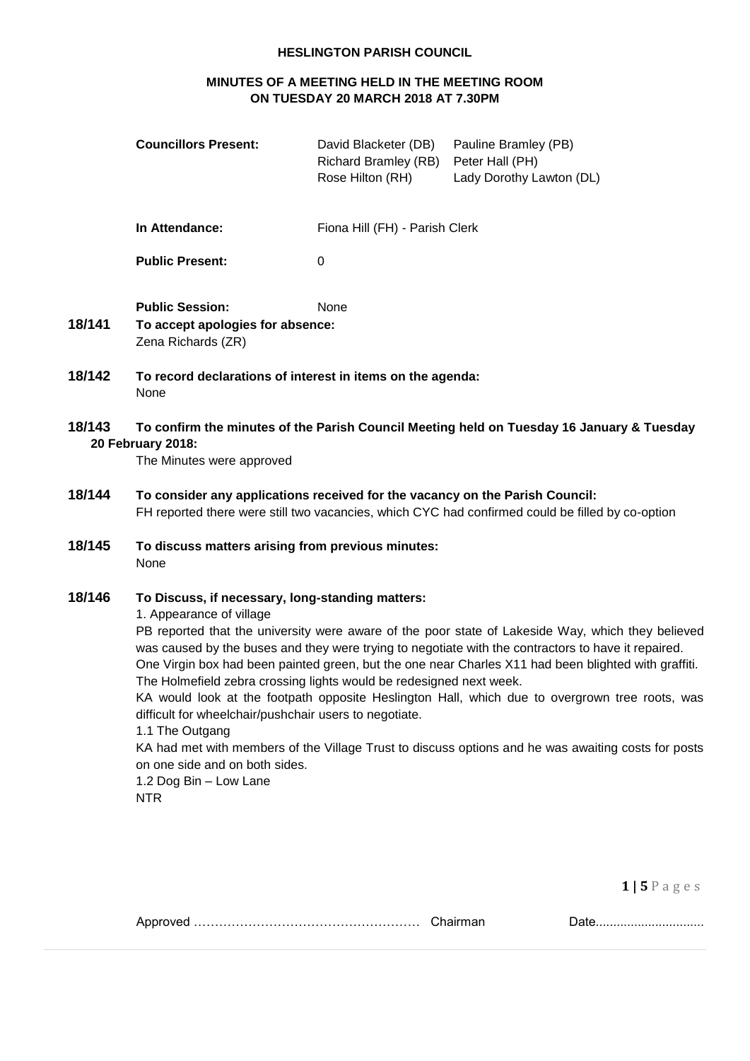**HESLINGTON PARISH COUNCIL**

**MINUTES OF A MEETING HELD IN THE MEETING ROOM ON TUESDAY 20 MARCH 2018 AT 7.30PM**

**Councillors Present:** David Blacketer (DB), Pauline Bramley (PB), Richard Bramley (RB), Peter Hall (PH), Rose Hilton (RH), Lady Dorothy Lawton (DL)

**In Attendance:** Fiona Hill (FH) - Parish Clerk

**Public Present:** 0

**Public Session:** None

**18/141 To accept apologies for absence:**

Zena Richards (ZR)

**18/142 To record declarations of interest in items on the agenda:**

None

**18/143 To confirm the minutes of the Parish Council Meeting held on Tuesday 16 January & Tuesday 20 February 2018:**

The Minutes were approved

**18/144 To consider any applications received for the vacancy on the Parish Council:**

FH reported there were still two vacancies, which CYC had confirmed could be filled by co-option

**18/145 To discuss matters arising from previous minutes:**

None

**18/146 To Discuss, if necessary, long-standing matters:**

1. Appearance of village

PB reported that the university were aware of the poor state of Lakeside Way, which they believed was caused by the buses and they were trying to negotiate with the contractors to have it repaired. One Virgin box had been painted green, but the one near Charles X11 had been blighted with graffiti. The Holmefield zebra crossing lights would be redesigned next week.

KA would look at the footpath opposite Heslington Hall, which due to overgrown tree roots, was difficult for wheelchair/pushchair users to negotiate.

1.1 The Outgang

KA had met with members of the Village Trust to discuss options and he was awaiting costs for posts on one side and on both sides.

1.2 Dog Bin – Low Lane

NTR

Approved …………………………………………… Chairman Date..............................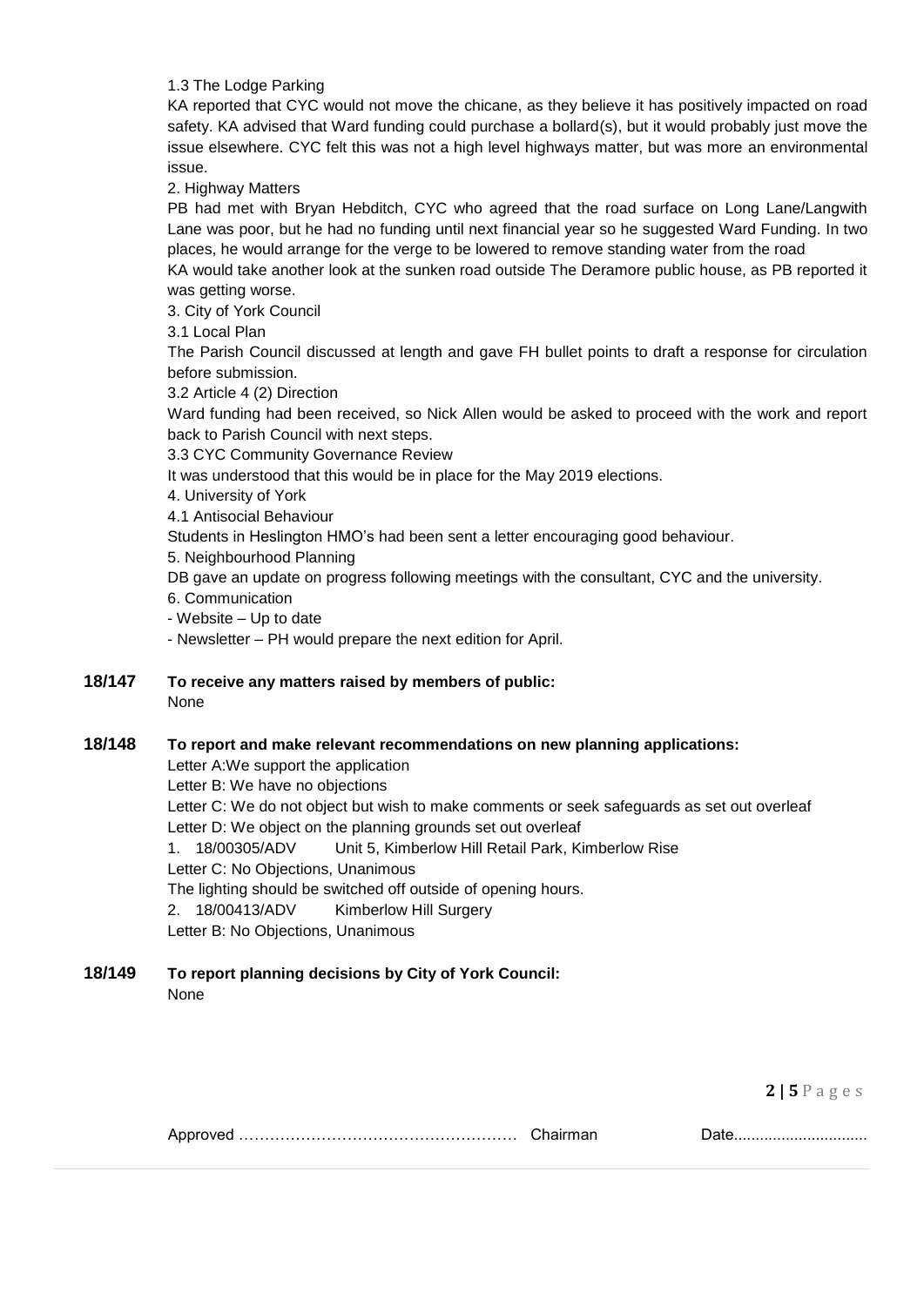1.3 The Lodge Parking

KA reported that CYC would not move the chicane, as they believe it has positively impacted on road safety. KA advised that Ward funding could purchase a bollard(s), but it would probably just move the issue elsewhere. CYC felt this was not a high level highways matter, but was more an environmental issue.

2. Highway Matters

PB had met with Bryan Hebditch, CYC who agreed that the road surface on Long Lane/Langwith Lane was poor, but he had no funding until next financial year so he suggested Ward Funding. In two places, he would arrange for the verge to be lowered to remove standing water from the road

KA would take another look at the sunken road outside The Deramore public house, as PB reported it was getting worse.

3. City of York Council

3.1 Local Plan

The Parish Council discussed at length and gave FH bullet points to draft a response for circulation before submission.

3.2 Article 4 (2) Direction

Ward funding had been received, so Nick Allen would be asked to proceed with the work and report back to Parish Council with next steps.

3.3 CYC Community Governance Review

It was understood that this would be in place for the May 2019 elections.

4. University of York

4.1 Antisocial Behaviour

Students in Heslington HMO's had been sent a letter encouraging good behaviour.

5. Neighbourhood Planning

DB gave an update on progress following meetings with the consultant, CYC and the university.

6. Communication

- Website – Up to date
- Newsletter – PH would prepare the next edition for April.

**18/147 To receive any matters raised by members of public:**

None

**18/148 To report and make relevant recommendations on new planning applications:**

Letter A:We support the application

Letter B: We have no objections

Letter C: We do not object but wish to make comments or seek safeguards as set out overleaf

Letter D: We object on the planning grounds set out overleaf

1. 18/00305/ADV Unit 5, Kimberlow Hill Retail Park, Kimberlow Rise

Letter C: No Objections, Unanimous

The lighting should be switched off outside of opening hours.

2. 18/00413/ADV Kimberlow Hill Surgery

Letter B: No Objections, Unanimous

**18/149 To report planning decisions by City of York Council:**

None

Approved ……………………………………………… Chairman Date..............................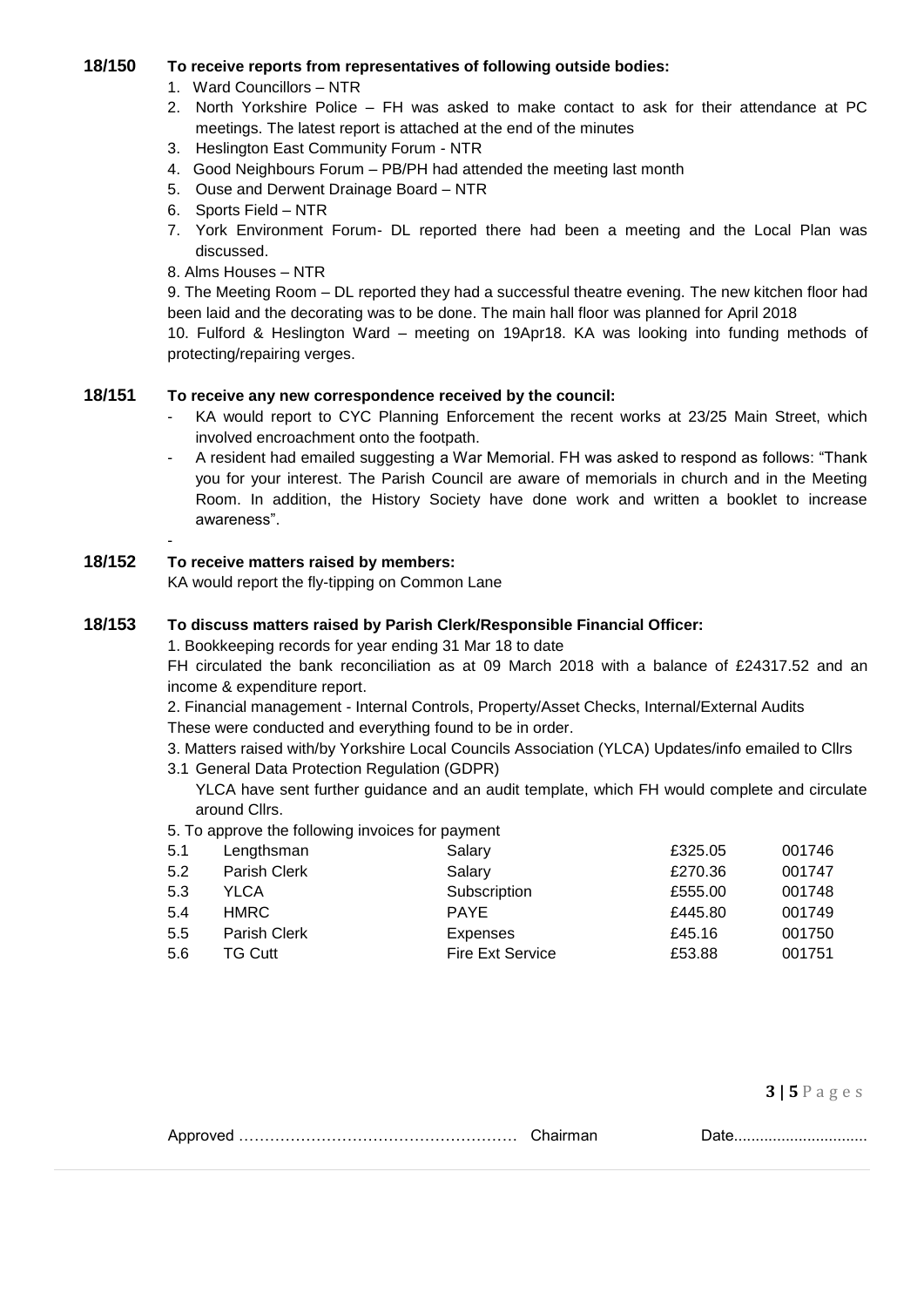**18/150 To receive reports from representatives of following outside bodies:**

1. Ward Councillors – NTR
2. North Yorkshire Police – FH was asked to make contact to ask for their attendance at PC meetings. The latest report is attached at the end of the minutes
3. Heslington East Community Forum - NTR
4. Good Neighbours Forum – PB/PH had attended the meeting last month
5. Ouse and Derwent Drainage Board – NTR
6. Sports Field – NTR
7. York Environment Forum- DL reported there had been a meeting and the Local Plan was discussed.
8. Alms Houses – NTR
9. The Meeting Room – DL reported they had a successful theatre evening. The new kitchen floor had been laid and the decorating was to be done. The main hall floor was planned for April 2018
10. Fulford & Heslington Ward – meeting on 19Apr18. KA was looking into funding methods of protecting/repairing verges.

**18/151 To receive any new correspondence received by the council:**

- KA would report to CYC Planning Enforcement the recent works at 23/25 Main Street, which involved encroachment onto the footpath.
- A resident had emailed suggesting a War Memorial. FH was asked to respond as follows: "Thank you for your interest. The Parish Council are aware of memorials in church and in the Meeting Room. In addition, the History Society have done work and written a booklet to increase awareness".
-

**18/152 To receive matters raised by members:**

KA would report the fly-tipping on Common Lane

**18/153 To discuss matters raised by Parish Clerk/Responsible Financial Officer:**

1. Bookkeeping records for year ending 31 Mar 18 to date

FH circulated the bank reconciliation as at 09 March 2018 with a balance of £24317.52 and an income & expenditure report.

2. Financial management - Internal Controls, Property/Asset Checks, Internal/External Audits

These were conducted and everything found to be in order.

3. Matters raised with/by Yorkshire Local Councils Association (YLCA) Updates/info emailed to Cllrs

3.1 General Data Protection Regulation (GDPR)

YLCA have sent further guidance and an audit template, which FH would complete and circulate around Cllrs.

5. To approve the following invoices for payment

| | | | | |
|---|---|---|---|---|
| 5.1 | Lengthsman | Salary | £325.05 | 001746 |
| 5.2 | Parish Clerk | Salary | £270.36 | 001747 |
| 5.3 | YLCA | Subscription | £555.00 | 001748 |
| 5.4 | HMRC | PAYE | £445.80 | 001749 |
| 5.5 | Parish Clerk | Expenses | £45.16 | 001750 |
| 5.6 | TG Cutt | Fire Ext Service | £53.88 | 001751 |

Approved …………………………………………… Chairman Date..............................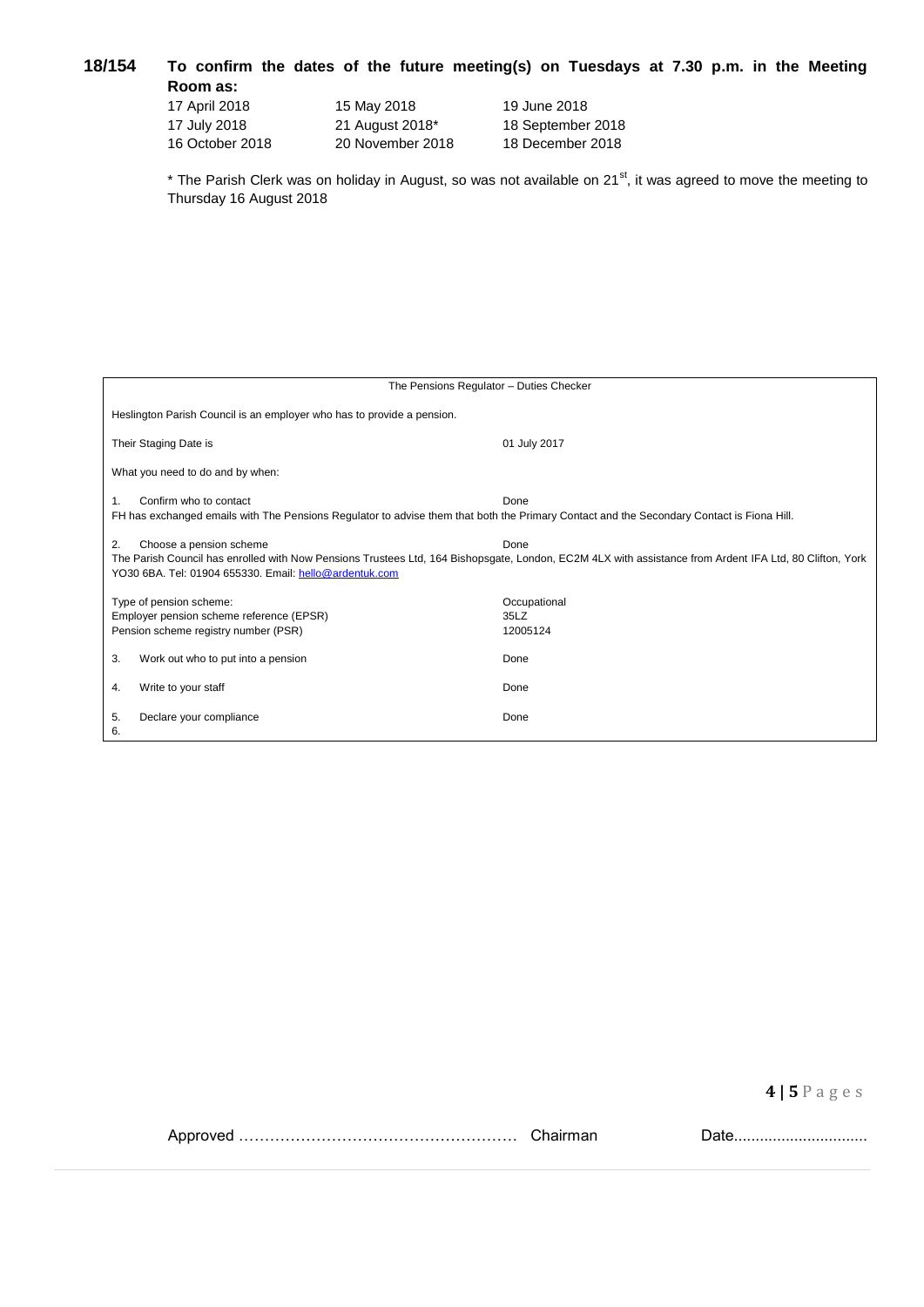**18/154 To confirm the dates of the future meeting(s) on Tuesdays at 7.30 p.m. in the Meeting Room as:**

| | | |
|---|---|---|
| 17 April 2018 | 15 May 2018 | 19 June 2018 |
| 17 July 2018 | 21 August 2018* | 18 September 2018 |
| 16 October 2018 | 20 November 2018 | 18 December 2018 |

\* The Parish Clerk was on holiday in August, so was not available on 21st, it was agreed to move the meeting to Thursday 16 August 2018

The Pensions Regulator – Duties Checker

Heslington Parish Council is an employer who has to provide a pension.

| | |
|---|---|
| Their Staging Date is | 01 July 2017 |

What you need to do and by when:

1. Confirm who to contact — Done

FH has exchanged emails with The Pensions Regulator to advise them that both the Primary Contact and the Secondary Contact is Fiona Hill.

2. Choose a pension scheme — Done

The Parish Council has enrolled with Now Pensions Trustees Ltd, 164 Bishopsgate, London, EC2M 4LX with assistance from Ardent IFA Ltd, 80 Clifton, York YO30 6BA. Tel: 01904 655330. Email: hello@ardentuk.com

| | |
|---|---|
| Type of pension scheme: | Occupational |
| Employer pension scheme reference (EPSR) | 35LZ |
| Pension scheme registry number (PSR) | 12005124 |

| | | |
|---|---|---|
| 3. | Work out who to put into a pension | Done |
| 4. | Write to your staff | Done |
| 5. | Declare your compliance | Done |
| 6. | | |

Approved ……………………………………………… Chairman Date...............................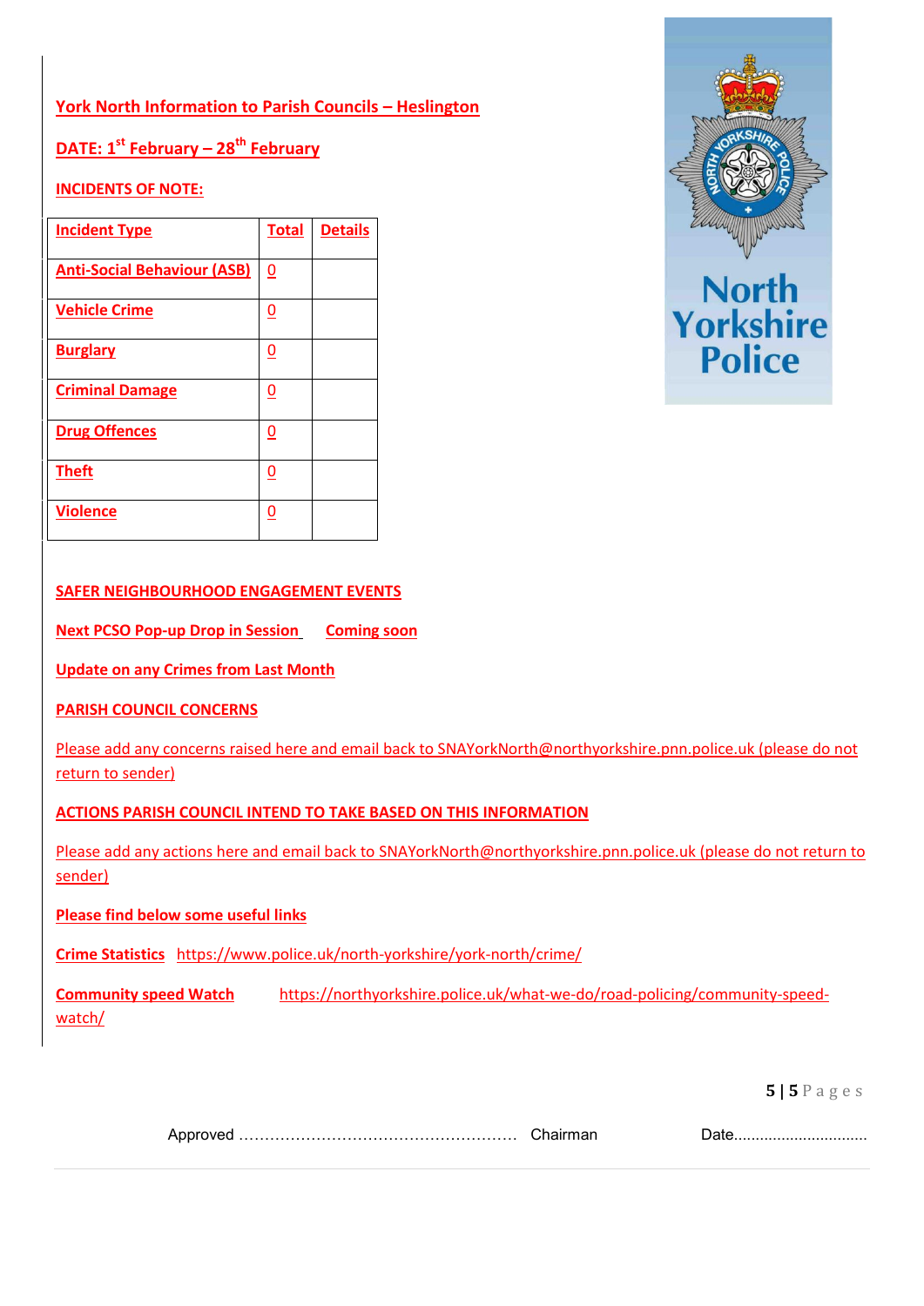**York North Information to Parish Councils – Heslington**

**DATE: 1st February – 28th February**

**INCIDENTS OF NOTE:**

| Incident Type | Total | Details |
|---|---|---|
| Anti-Social Behaviour (ASB) | 0 | |
| Vehicle Crime | 0 | |
| Burglary | 0 | |
| Criminal Damage | 0 | |
| Drug Offences | 0 | |
| Theft | 0 | |
| Violence | 0 | |

North Yorkshire Police

**SAFER NEIGHBOURHOOD ENGAGEMENT EVENTS**

**Next PCSO Pop-up Drop in Session** **Coming soon**

**Update on any Crimes from Last Month**

**PARISH COUNCIL CONCERNS**

Please add any concerns raised here and email back to SNAYorkNorth@northyorkshire.pnn.police.uk (please do not return to sender)

**ACTIONS PARISH COUNCIL INTEND TO TAKE BASED ON THIS INFORMATION**

Please add any actions here and email back to SNAYorkNorth@northyorkshire.pnn.police.uk (please do not return to sender)

**Please find below some useful links**

**Crime Statistics** https://www.police.uk/north-yorkshire/york-north/crime/

**Community speed Watch** https://northyorkshire.police.uk/what-we-do/road-policing/community-speed-watch/

Approved ………………………………………………… Chairman Date...............................